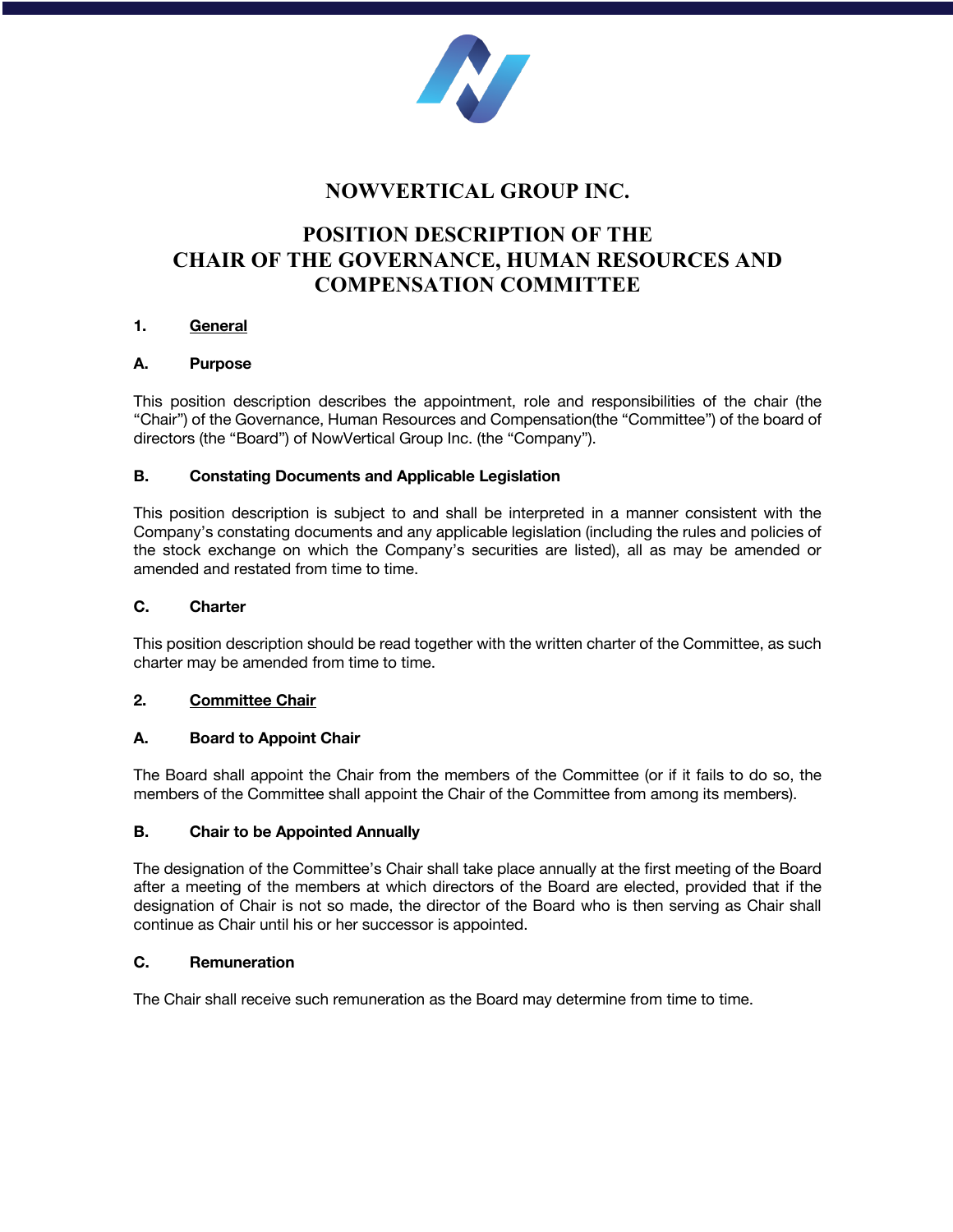# NOWVERTICAL GROUP INC.

# POSITION DESCRIPTION OF THE CHAIR OF THE GOVERNANCE, HUMAN RESOURCES AND COMPENSATION COMMITTEE

## 1. General

### A. Purpose

This position description describes the appointment, role and responsibilities of the chair (the "Chair") of the Governance, Human Resources and Compensation(the "Committee") of the board of directors (the "Board") of NowVertical Group Inc. (the "Company").

### B. Constating Documents and Applicable Legislation

This position description is subject to and shall be interpreted in a manner consistent with the Company's constating documents and any applicable legislation (including the rules and policies of the stock exchange on which the Company's securities are listed), all as may be amended or amended and restated from time to time.

### C. Charter

This position description should be read together with the written charter of the Committee, as such charter may be amended from time to time.

## 2. Committee Chair

### A. Board to Appoint Chair

The Board shall appoint the Chair from the members of the Committee (or if it fails to do so, the members of the Committee shall appoint the Chair of the Committee from among its members).

### B. Chair to be Appointed Annually

The designation of the Committee's Chair shall take place annually at the first meeting of the Board after a meeting of the members at which directors of the Board are elected, provided that if the designation of Chair is not so made, the director of the Board who is then serving as Chair shall continue as Chair until his or her successor is appointed.

### C. Remuneration

The Chair shall receive such remuneration as the Board may determine from time to time.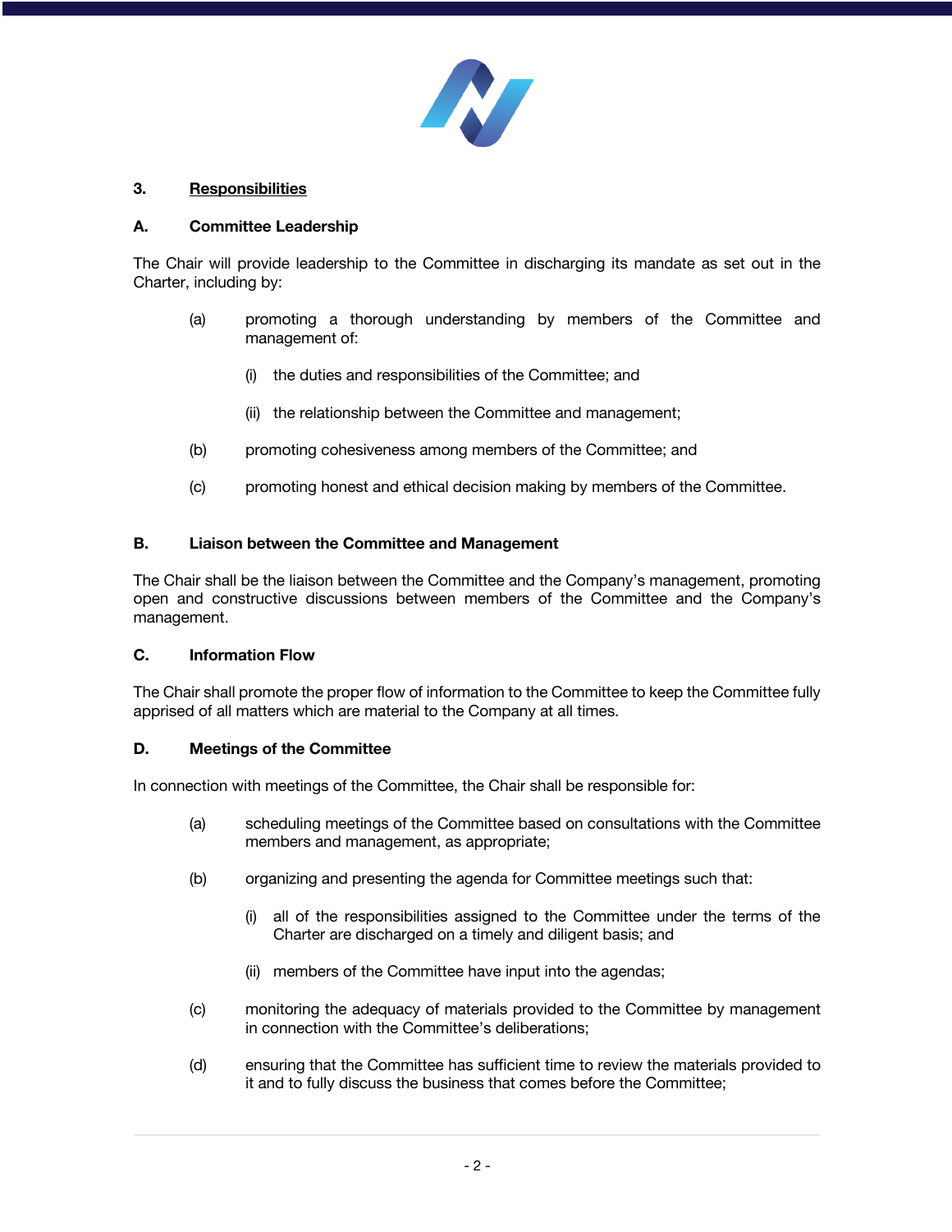## 3. Responsibilities

### A. Committee Leadership

The Chair will provide leadership to the Committee in discharging its mandate as set out in the Charter, including by:

(a) promoting a thorough understanding by members of the Committee and management of:

(i) the duties and responsibilities of the Committee; and

(ii) the relationship between the Committee and management;

(b) promoting cohesiveness among members of the Committee; and

(c) promoting honest and ethical decision making by members of the Committee.

### B. Liaison between the Committee and Management

The Chair shall be the liaison between the Committee and the Company's management, promoting open and constructive discussions between members of the Committee and the Company's management.

### C. Information Flow

The Chair shall promote the proper flow of information to the Committee to keep the Committee fully apprised of all matters which are material to the Company at all times.

### D. Meetings of the Committee

In connection with meetings of the Committee, the Chair shall be responsible for:

(a) scheduling meetings of the Committee based on consultations with the Committee members and management, as appropriate;

(b) organizing and presenting the agenda for Committee meetings such that:

(i) all of the responsibilities assigned to the Committee under the terms of the Charter are discharged on a timely and diligent basis; and

(ii) members of the Committee have input into the agendas;

(c) monitoring the adequacy of materials provided to the Committee by management in connection with the Committee's deliberations;

(d) ensuring that the Committee has sufficient time to review the materials provided to it and to fully discuss the business that comes before the Committee;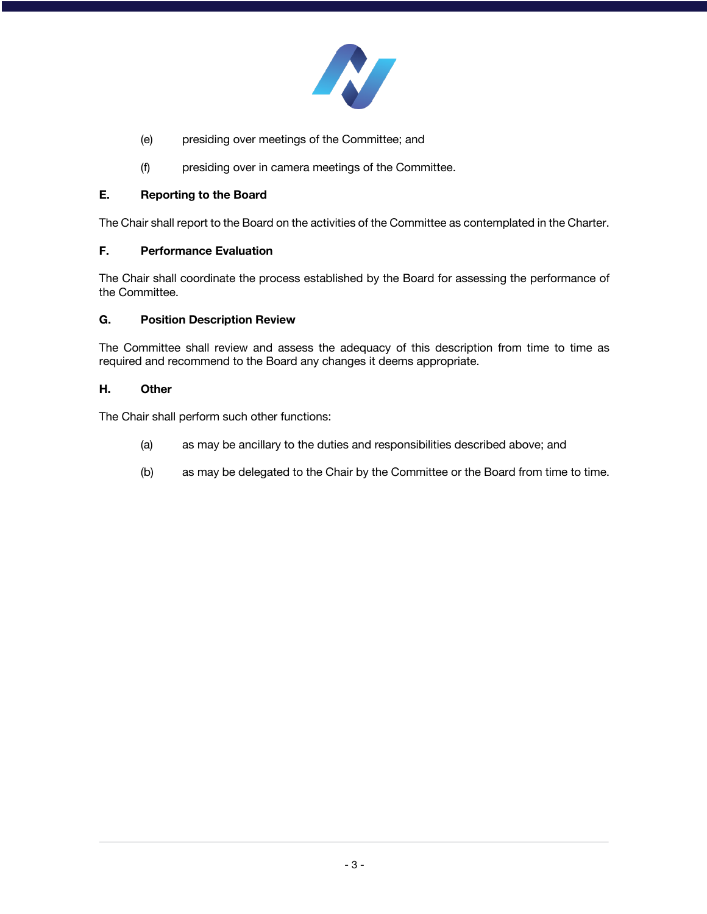(e) presiding over meetings of the Committee; and

(f) presiding over in camera meetings of the Committee.

### E. Reporting to the Board

The Chair shall report to the Board on the activities of the Committee as contemplated in the Charter.

### F. Performance Evaluation

The Chair shall coordinate the process established by the Board for assessing the performance of the Committee.

### G. Position Description Review

The Committee shall review and assess the adequacy of this description from time to time as required and recommend to the Board any changes it deems appropriate.

### H. Other

The Chair shall perform such other functions:

(a) as may be ancillary to the duties and responsibilities described above; and

(b) as may be delegated to the Chair by the Committee or the Board from time to time.